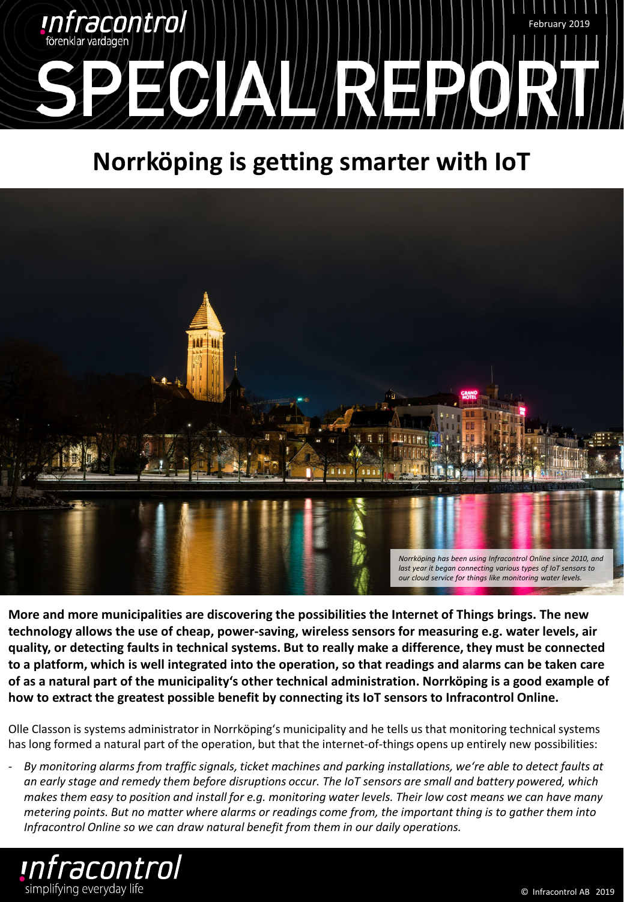# SPECIAL REPORT

## Norrköping is getting smarter with IoT

Norrköping has been using Infracontrol Online since 2010, and last year it began connecting various types of IoT sensors to our cloud service for things like monitoring water levels.

**More and more municipalities are discovering the possibilities the Internet of Things brings. The new technology allows the use of cheap, power-saving, wireless sensors for measuring e.g. water levels, air quality, or detecting faults in technical systems. But to really make a difference, they must be connected to a platform, which is well integrated into the operation, so that readings and alarms can be taken care of as a natural part of the municipality's other technical administration. Norrköping is a good example of how to extract the greatest possible benefit by connecting its IoT sensors to Infracontrol Online.**

Olle Classon is systems administrator in Norrköping's municipality and he tells us that monitoring technical systems has long formed a natural part of the operation, but that the internet-of-things opens up entirely new possibilities:

- *By monitoring alarms from traffic signals, ticket machines and parking installations, we're able to detect faults at an early stage and remedy them before disruptions occur. The IoT sensors are small and battery powered, which makes them easy to position and install for e.g. monitoring water levels. Their low cost means we can have many metering points. But no matter where alarms or readings come from, the important thing is to gather them into Infracontrol Online so we can draw natural benefit from them in our daily operations.*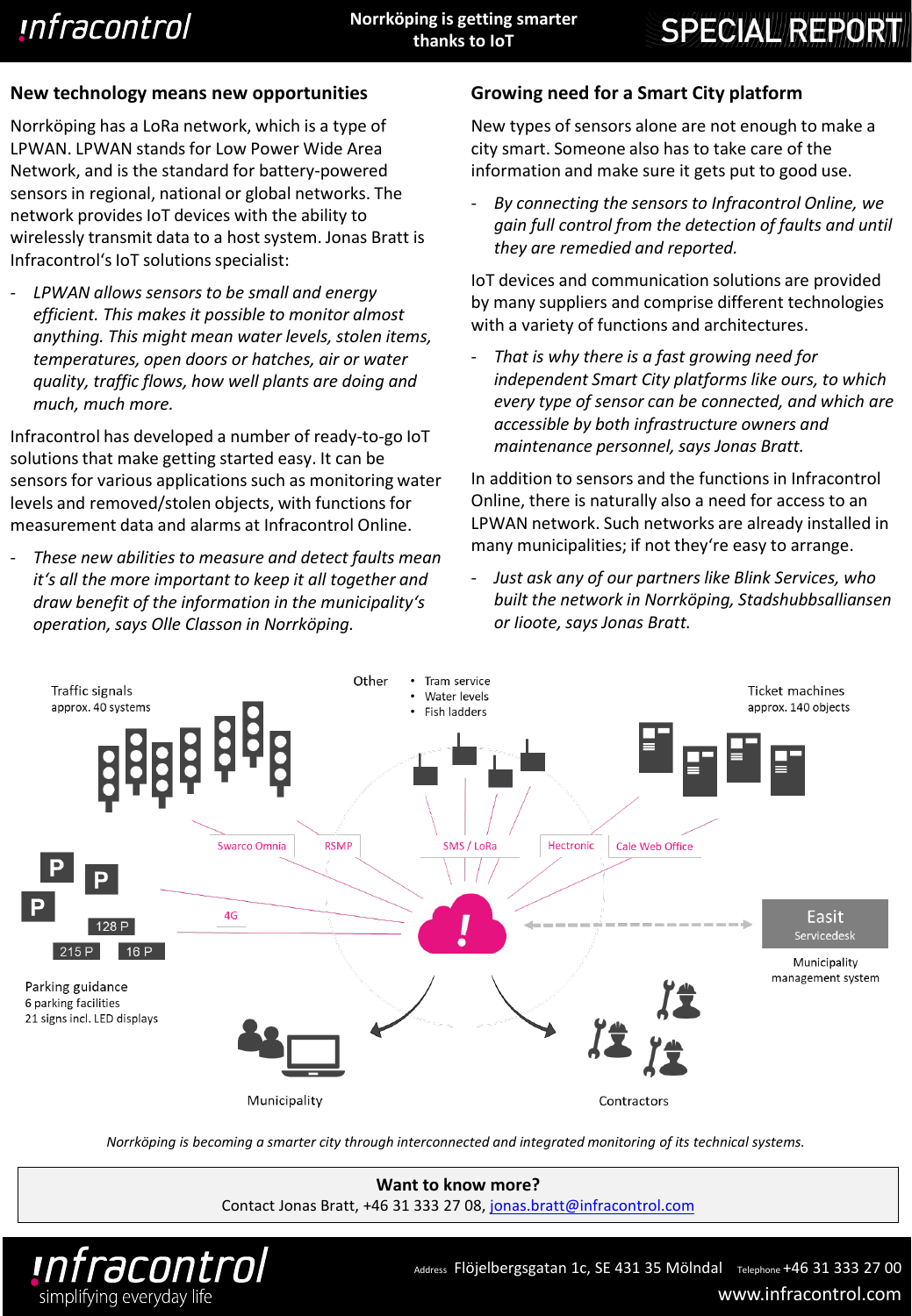## New technology means new opportunities

Norrköping has a LoRa network, which is a type of LPWAN. LPWAN stands for Low Power Wide Area Network, and is the standard for battery-powered sensors in regional, national or global networks. The network provides IoT devices with the ability to wirelessly transmit data to a host system. Jonas Bratt is Infracontrol's IoT solutions specialist:

- *LPWAN allows sensors to be small and energy efficient. This makes it possible to monitor almost anything. This might mean water levels, stolen items, temperatures, open doors or hatches, air or water quality, traffic flows, how well plants are doing and much, much more.*

Infracontrol has developed a number of ready-to-go IoT solutions that make getting started easy. It can be sensors for various applications such as monitoring water levels and removed/stolen objects, with functions for measurement data and alarms at Infracontrol Online.

- *These new abilities to measure and detect faults mean it's all the more important to keep it all together and draw benefit of the information in the municipality's operation, says Olle Classon in Norrköping.*

## Growing need for a Smart City platform

New types of sensors alone are not enough to make a city smart. Someone also has to take care of the information and make sure it gets put to good use.

- *By connecting the sensors to Infracontrol Online, we gain full control from the detection of faults and until they are remedied and reported.*

IoT devices and communication solutions are provided by many suppliers and comprise different technologies with a variety of functions and architectures.

- *That is why there is a fast growing need for independent Smart City platforms like ours, to which every type of sensor can be connected, and which are accessible by both infrastructure owners and maintenance personnel, says Jonas Bratt.*

In addition to sensors and the functions in Infracontrol Online, there is naturally also a need for access to an LPWAN network. Such networks are already installed in many municipalities; if not they're easy to arrange.

- *Just ask any of our partners like Blink Services, who built the network in Norrköping, Stadshubbsalliansen or Iioote, says Jonas Bratt.*

Traffic signals
approx. 40 systems

Other
- Tram service
- Water levels
- Fish ladders

Ticket machines
approx. 140 objects

Swarco Omnia
RSMP
SMS / LoRa
Hectronic
Cale Web Office
4G

128 P
215 P
16 P

Parking guidance
6 parking facilities
21 signs incl. LED displays

Easit
Servicedesk
Municipality management system

Municipality

Contractors

*Norrköping is becoming a smarter city through interconnected and integrated monitoring of its technical systems.*

**Want to know more?**
Contact Jonas Bratt, +46 31 333 27 08, jonas.bratt@infracontrol.com

infracontrol
simplifying everyday life

Address Flöjelbergsgatan 1c, SE 431 35 Mölndal Telephone +46 31 333 27 00
www.infracontrol.com